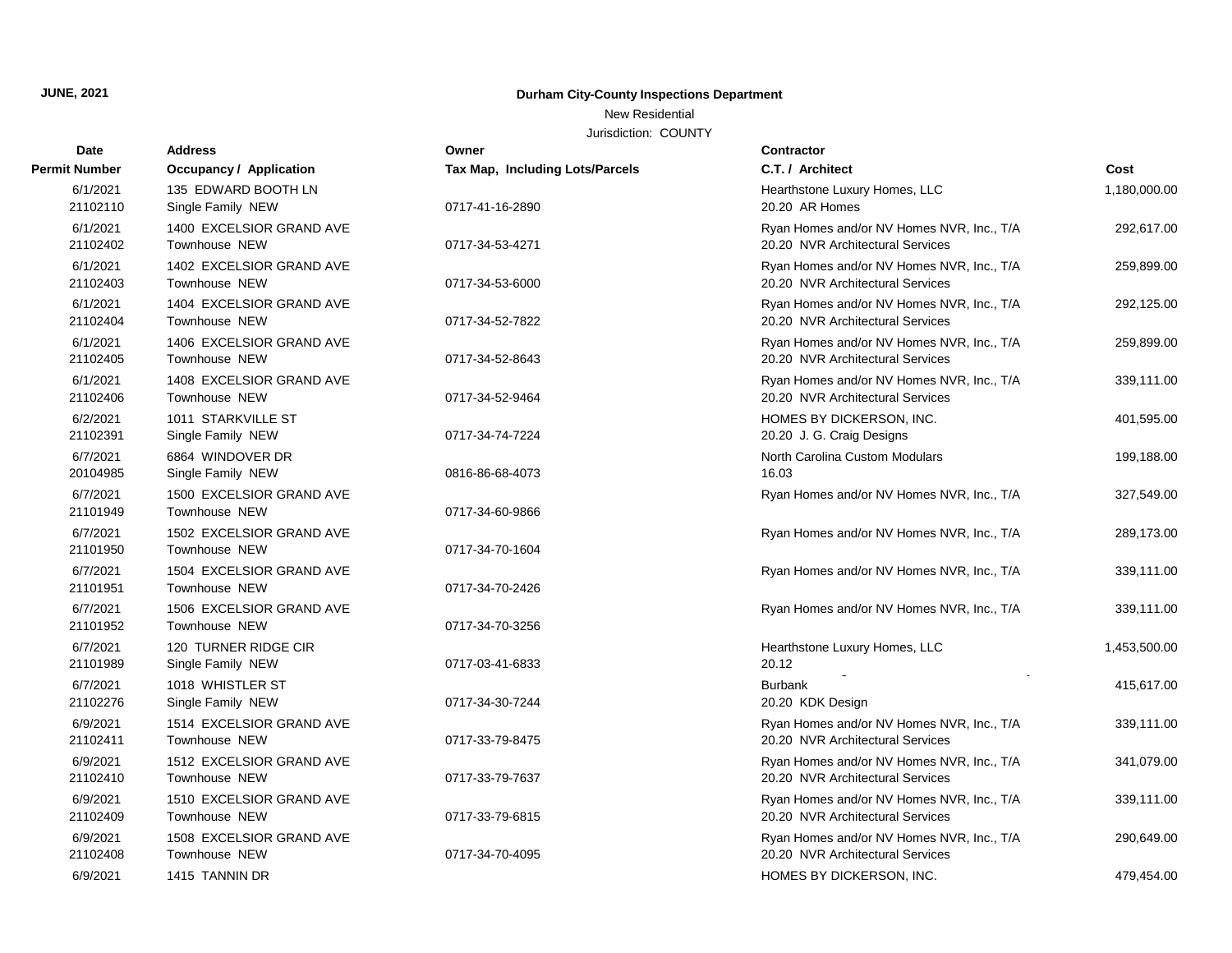**JUNE, 2021**

**Durham City-County Inspections Department**

New Residential

Jurisdiction: COUNTY

| Date / Permit Number | Address / Occupancy / Application | Owner / Tax Map, Including Lots/Parcels | Contractor / C.T. / Architect | Cost |
|---|---|---|---|---|
| 6/1/2021 21102110 | 135 EDWARD BOOTH LN Single Family NEW | 0717-41-16-2890 | Hearthstone Luxury Homes, LLC 20.20 AR Homes | 1,180,000.00 |
| 6/1/2021 21102402 | 1400 EXCELSIOR GRAND AVE Townhouse NEW | 0717-34-53-4271 | Ryan Homes and/or NV Homes NVR, Inc., T/A 20.20 NVR Architectural Services | 292,617.00 |
| 6/1/2021 21102403 | 1402 EXCELSIOR GRAND AVE Townhouse NEW | 0717-34-53-6000 | Ryan Homes and/or NV Homes NVR, Inc., T/A 20.20 NVR Architectural Services | 259,899.00 |
| 6/1/2021 21102404 | 1404 EXCELSIOR GRAND AVE Townhouse NEW | 0717-34-52-7822 | Ryan Homes and/or NV Homes NVR, Inc., T/A 20.20 NVR Architectural Services | 292,125.00 |
| 6/1/2021 21102405 | 1406 EXCELSIOR GRAND AVE Townhouse NEW | 0717-34-52-8643 | Ryan Homes and/or NV Homes NVR, Inc., T/A 20.20 NVR Architectural Services | 259,899.00 |
| 6/1/2021 21102406 | 1408 EXCELSIOR GRAND AVE Townhouse NEW | 0717-34-52-9464 | Ryan Homes and/or NV Homes NVR, Inc., T/A 20.20 NVR Architectural Services | 339,111.00 |
| 6/2/2021 21102391 | 1011 STARKVILLE ST Single Family NEW | 0717-34-74-7224 | HOMES BY DICKERSON, INC. 20.20 J. G. Craig Designs | 401,595.00 |
| 6/7/2021 20104985 | 6864 WINDOVER DR Single Family NEW | 0816-86-68-4073 | North Carolina Custom Modulars 16.03 | 199,188.00 |
| 6/7/2021 21101949 | 1500 EXCELSIOR GRAND AVE Townhouse NEW | 0717-34-60-9866 | Ryan Homes and/or NV Homes NVR, Inc., T/A | 327,549.00 |
| 6/7/2021 21101950 | 1502 EXCELSIOR GRAND AVE Townhouse NEW | 0717-34-70-1604 | Ryan Homes and/or NV Homes NVR, Inc., T/A | 289,173.00 |
| 6/7/2021 21101951 | 1504 EXCELSIOR GRAND AVE Townhouse NEW | 0717-34-70-2426 | Ryan Homes and/or NV Homes NVR, Inc., T/A | 339,111.00 |
| 6/7/2021 21101952 | 1506 EXCELSIOR GRAND AVE Townhouse NEW | 0717-34-70-3256 | Ryan Homes and/or NV Homes NVR, Inc., T/A | 339,111.00 |
| 6/7/2021 21101989 | 120 TURNER RIDGE CIR Single Family NEW | 0717-03-41-6833 | Hearthstone Luxury Homes, LLC 20.12 | 1,453,500.00 |
| 6/7/2021 21102276 | 1018 WHISTLER ST Single Family NEW | 0717-34-30-7244 | Burbank 20.20 KDK Design | 415,617.00 |
| 6/9/2021 21102411 | 1514 EXCELSIOR GRAND AVE Townhouse NEW | 0717-33-79-8475 | Ryan Homes and/or NV Homes NVR, Inc., T/A 20.20 NVR Architectural Services | 339,111.00 |
| 6/9/2021 21102410 | 1512 EXCELSIOR GRAND AVE Townhouse NEW | 0717-33-79-7637 | Ryan Homes and/or NV Homes NVR, Inc., T/A 20.20 NVR Architectural Services | 341,079.00 |
| 6/9/2021 21102409 | 1510 EXCELSIOR GRAND AVE Townhouse NEW | 0717-33-79-6815 | Ryan Homes and/or NV Homes NVR, Inc., T/A 20.20 NVR Architectural Services | 339,111.00 |
| 6/9/2021 21102408 | 1508 EXCELSIOR GRAND AVE Townhouse NEW | 0717-34-70-4095 | Ryan Homes and/or NV Homes NVR, Inc., T/A 20.20 NVR Architectural Services | 290,649.00 |
| 6/9/2021 | 1415 TANNIN DR | | HOMES BY DICKERSON, INC. | 479,454.00 |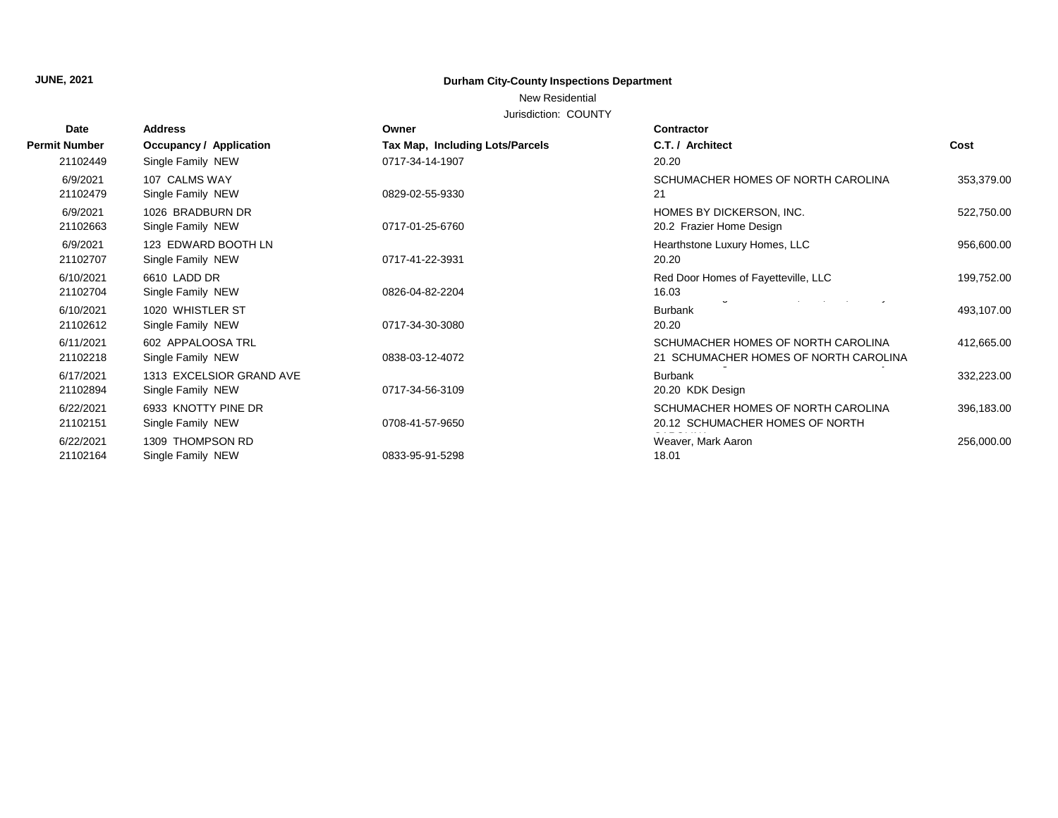**JUNE, 2021**

**Durham City-County Inspections Department**

New Residential

Jurisdiction: COUNTY

| Date / Permit Number | Address / Occupancy / Application | Owner / Tax Map, Including Lots/Parcels | Contractor / C.T. / Architect | Cost |
|---|---|---|---|---|
| 21102449 | Single Family NEW | 0717-34-14-1907 | 20.20 | |
| 6/9/2021 21102479 | 107 CALMS WAY Single Family NEW | 0829-02-55-9330 | SCHUMACHER HOMES OF NORTH CAROLINA 21 | 353,379.00 |
| 6/9/2021 21102663 | 1026 BRADBURN DR Single Family NEW | 0717-01-25-6760 | HOMES BY DICKERSON, INC. 20.2 Frazier Home Design | 522,750.00 |
| 6/9/2021 21102707 | 123 EDWARD BOOTH LN Single Family NEW | 0717-41-22-3931 | Hearthstone Luxury Homes, LLC 20.20 | 956,600.00 |
| 6/10/2021 21102704 | 6610 LADD DR Single Family NEW | 0826-04-82-2204 | Red Door Homes of Fayetteville, LLC 16.03 | 199,752.00 |
| 6/10/2021 21102612 | 1020 WHISTLER ST Single Family NEW | 0717-34-30-3080 | Burbank 20.20 | 493,107.00 |
| 6/11/2021 21102218 | 602 APPALOOSA TRL Single Family NEW | 0838-03-12-4072 | SCHUMACHER HOMES OF NORTH CAROLINA 21 SCHUMACHER HOMES OF NORTH CAROLINA | 412,665.00 |
| 6/17/2021 21102894 | 1313 EXCELSIOR GRAND AVE Single Family NEW | 0717-34-56-3109 | Burbank 20.20 KDK Design | 332,223.00 |
| 6/22/2021 21102151 | 6933 KNOTTY PINE DR Single Family NEW | 0708-41-57-9650 | SCHUMACHER HOMES OF NORTH CAROLINA 20.12 SCHUMACHER HOMES OF NORTH | 396,183.00 |
| 6/22/2021 21102164 | 1309 THOMPSON RD Single Family NEW | 0833-95-91-5298 | Weaver, Mark Aaron 18.01 | 256,000.00 |